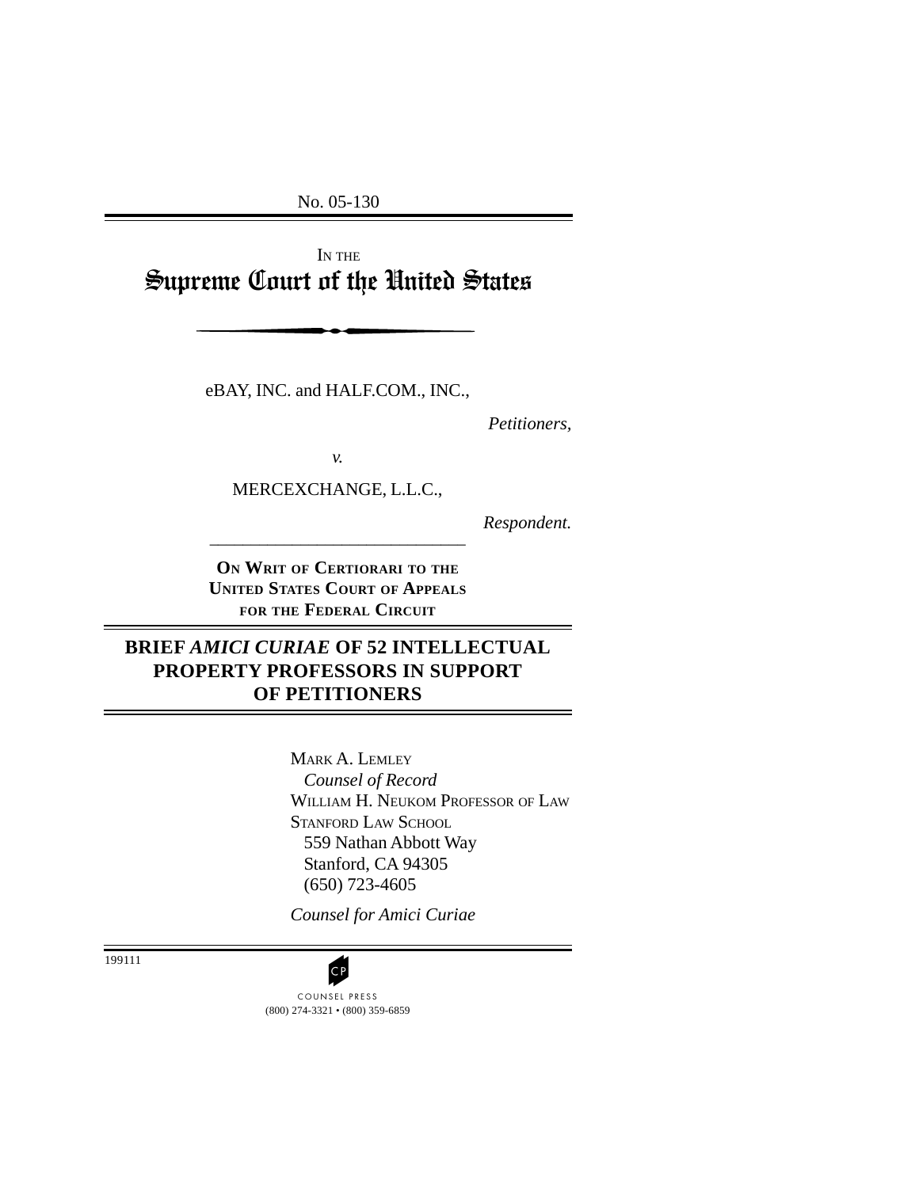No. 05-130

IN THE

# Supreme Court of the United States

eBAY, INC. and HALF.COM., INC.,

*Petitioners,*

*v.*

MERCEXCHANGE, L.L.C.,

*Respondent.*

**ON WRIT OF CERTIORARI TO THE UNITED STATES COURT OF APPEALS FOR THE FEDERAL CIRCUIT**

## BRIEF *AMICI CURIAE* OF 52 INTELLECTUAL PROPERTY PROFESSORS IN SUPPORT OF PETITIONERS

MARK A. LEMLEY
*Counsel of Record*
WILLIAM H. NEUKOM PROFESSOR OF LAW
STANFORD LAW SCHOOL
559 Nathan Abbott Way
Stanford, CA 94305
(650) 723-4605

*Counsel for Amici Curiae*

199111

COUNSEL PRESS
(800) 274-3321 • (800) 359-6859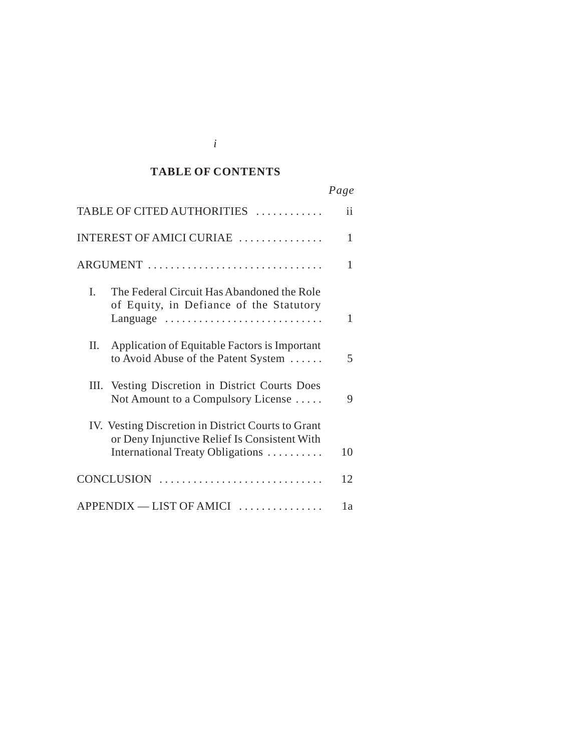## TABLE OF CONTENTS

| | Page |
|---|---|
| TABLE OF CITED AUTHORITIES | ii |
| INTEREST OF AMICI CURIAE | 1 |
| ARGUMENT | 1 |
| I. The Federal Circuit Has Abandoned the Role of Equity, in Defiance of the Statutory Language | 1 |
| II. Application of Equitable Factors is Important to Avoid Abuse of the Patent System | 5 |
| III. Vesting Discretion in District Courts Does Not Amount to a Compulsory License | 9 |
| IV. Vesting Discretion in District Courts to Grant or Deny Injunctive Relief Is Consistent With International Treaty Obligations | 10 |
| CONCLUSION | 12 |
| APPENDIX — LIST OF AMICI | 1a |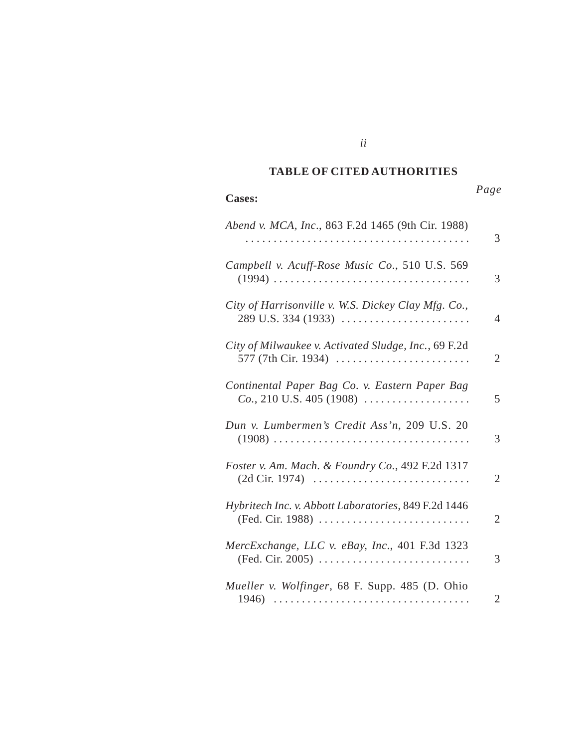## TABLE OF CITED AUTHORITIES

| **Cases:** | *Page* |
|---|---|
| *Abend v. MCA, Inc.*, 863 F.2d 1465 (9th Cir. 1988) | 3 |
| *Campbell v. Acuff-Rose Music Co.*, 510 U.S. 569 (1994) | 3 |
| *City of Harrisonville v. W.S. Dickey Clay Mfg. Co.*, 289 U.S. 334 (1933) | 4 |
| *City of Milwaukee v. Activated Sludge, Inc.*, 69 F.2d 577 (7th Cir. 1934) | 2 |
| *Continental Paper Bag Co. v. Eastern Paper Bag Co.*, 210 U.S. 405 (1908) | 5 |
| *Dun v. Lumbermen's Credit Ass'n*, 209 U.S. 20 (1908) | 3 |
| *Foster v. Am. Mach. & Foundry Co.*, 492 F.2d 1317 (2d Cir. 1974) | 2 |
| *Hybritech Inc. v. Abbott Laboratories*, 849 F.2d 1446 (Fed. Cir. 1988) | 2 |
| *MercExchange, LLC v. eBay, Inc.*, 401 F.3d 1323 (Fed. Cir. 2005) | 3 |
| *Mueller v. Wolfinger*, 68 F. Supp. 485 (D. Ohio 1946) | 2 |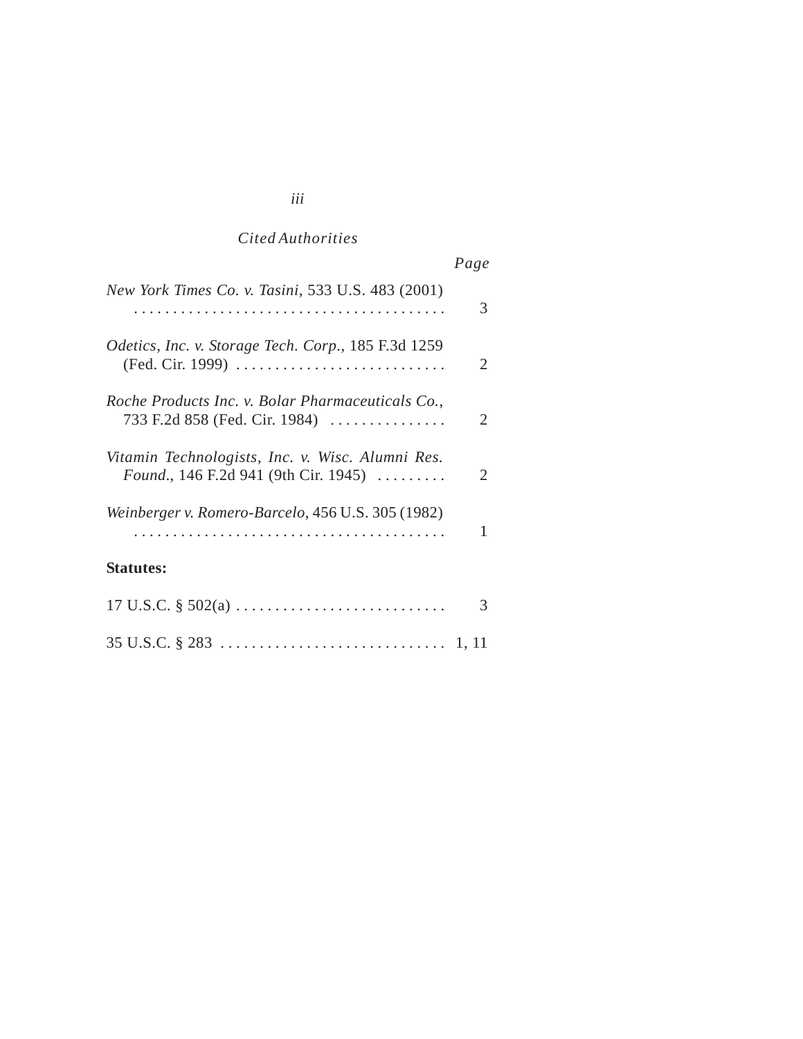*Cited Authorities*

| | Page |
|---|---|
| *New York Times Co. v. Tasini*, 533 U.S. 483 (2001) | 3 |
| *Odetics, Inc. v. Storage Tech. Corp.*, 185 F.3d 1259 (Fed. Cir. 1999) | 2 |
| *Roche Products Inc. v. Bolar Pharmaceuticals Co.*, 733 F.2d 858 (Fed. Cir. 1984) | 2 |
| *Vitamin Technologists, Inc. v. Wisc. Alumni Res. Found.*, 146 F.2d 941 (9th Cir. 1945) | 2 |
| *Weinberger v. Romero-Barcelo*, 456 U.S. 305 (1982) | 1 |

**Statutes:**

| | |
|---|---|
| 17 U.S.C. § 502(a) | 3 |
| 35 U.S.C. § 283 | 1, 11 |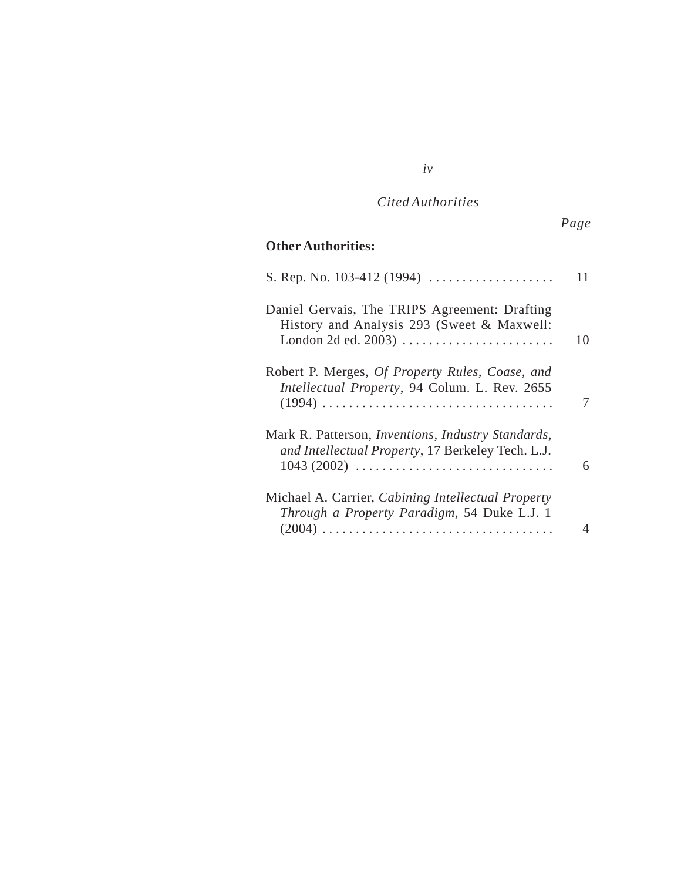*Cited Authorities*

| | Page |
|---|---|
| **Other Authorities:** | |
| S. Rep. No. 103-412 (1994) | 11 |
| Daniel Gervais, The TRIPS Agreement: Drafting History and Analysis 293 (Sweet & Maxwell: London 2d ed. 2003) | 10 |
| Robert P. Merges, *Of Property Rules, Coase, and Intellectual Property*, 94 Colum. L. Rev. 2655 (1994) | 7 |
| Mark R. Patterson, *Inventions, Industry Standards, and Intellectual Property*, 17 Berkeley Tech. L.J. 1043 (2002) | 6 |
| Michael A. Carrier, *Cabining Intellectual Property Through a Property Paradigm*, 54 Duke L.J. 1 (2004) | 4 |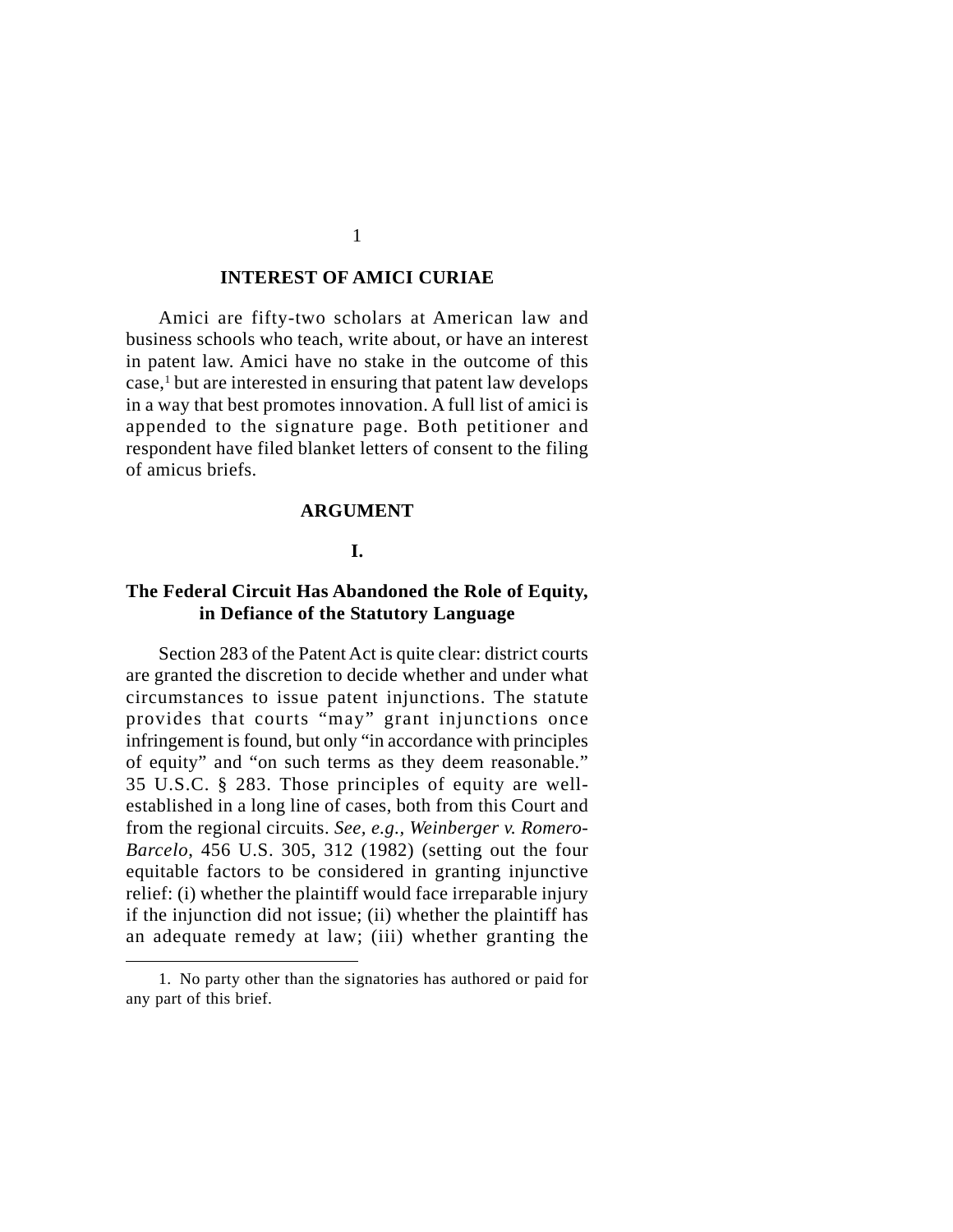## INTEREST OF AMICI CURIAE

Amici are fifty-two scholars at American law and business schools who teach, write about, or have an interest in patent law. Amici have no stake in the outcome of this case,[1] but are interested in ensuring that patent law develops in a way that best promotes innovation. A full list of amici is appended to the signature page. Both petitioner and respondent have filed blanket letters of consent to the filing of amicus briefs.

## ARGUMENT

### I.

### The Federal Circuit Has Abandoned the Role of Equity, in Defiance of the Statutory Language

Section 283 of the Patent Act is quite clear: district courts are granted the discretion to decide whether and under what circumstances to issue patent injunctions. The statute provides that courts "may" grant injunctions once infringement is found, but only "in accordance with principles of equity" and "on such terms as they deem reasonable." 35 U.S.C. § 283. Those principles of equity are well-established in a long line of cases, both from this Court and from the regional circuits. *See, e.g., Weinberger v. Romero-Barcelo*, 456 U.S. 305, 312 (1982) (setting out the four equitable factors to be considered in granting injunctive relief: (i) whether the plaintiff would face irreparable injury if the injunction did not issue; (ii) whether the plaintiff has an adequate remedy at law; (iii) whether granting the

---

1. No party other than the signatories has authored or paid for any part of this brief.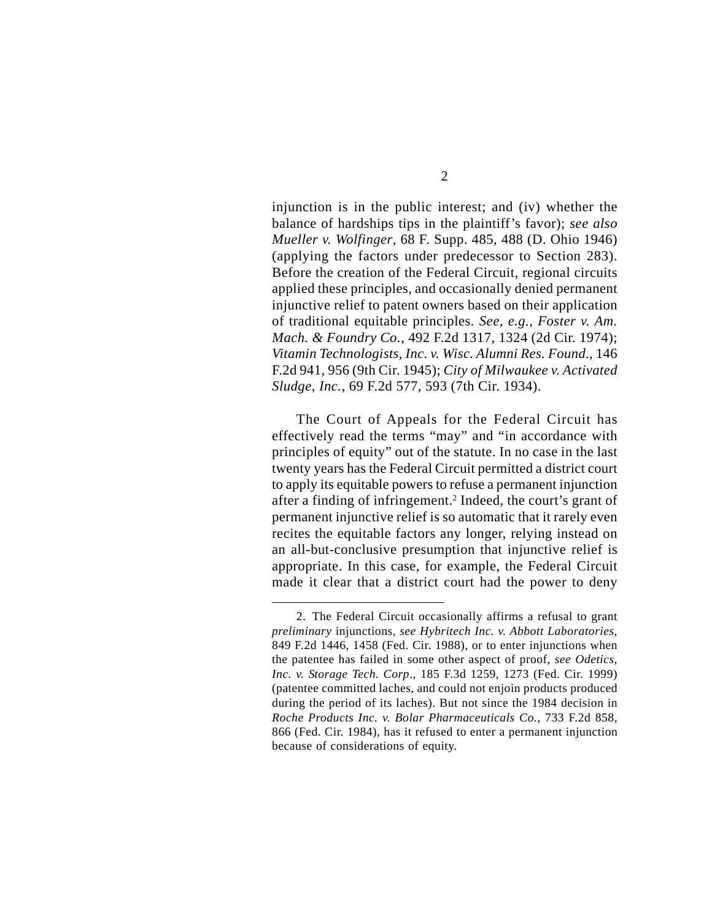injunction is in the public interest; and (iv) whether the balance of hardships tips in the plaintiff's favor); *see also Mueller v. Wolfinger*, 68 F. Supp. 485, 488 (D. Ohio 1946) (applying the factors under predecessor to Section 283). Before the creation of the Federal Circuit, regional circuits applied these principles, and occasionally denied permanent injunctive relief to patent owners based on their application of traditional equitable principles. *See, e.g., Foster v. Am. Mach. & Foundry Co.*, 492 F.2d 1317, 1324 (2d Cir. 1974); *Vitamin Technologists, Inc. v. Wisc. Alumni Res. Found.*, 146 F.2d 941, 956 (9th Cir. 1945); *City of Milwaukee v. Activated Sludge, Inc.*, 69 F.2d 577, 593 (7th Cir. 1934).

The Court of Appeals for the Federal Circuit has effectively read the terms "may" and "in accordance with principles of equity" out of the statute. In no case in the last twenty years has the Federal Circuit permitted a district court to apply its equitable powers to refuse a permanent injunction after a finding of infringement.[2] Indeed, the court's grant of permanent injunctive relief is so automatic that it rarely even recites the equitable factors any longer, relying instead on an all-but-conclusive presumption that injunctive relief is appropriate. In this case, for example, the Federal Circuit made it clear that a district court had the power to deny

2. The Federal Circuit occasionally affirms a refusal to grant *preliminary* injunctions, *see Hybritech Inc. v. Abbott Laboratories*, 849 F.2d 1446, 1458 (Fed. Cir. 1988), or to enter injunctions when the patentee has failed in some other aspect of proof, *see Odetics, Inc. v. Storage Tech. Corp*., 185 F.3d 1259, 1273 (Fed. Cir. 1999) (patentee committed laches, and could not enjoin products produced during the period of its laches). But not since the 1984 decision in *Roche Products Inc. v. Bolar Pharmaceuticals Co.*, 733 F.2d 858, 866 (Fed. Cir. 1984), has it refused to enter a permanent injunction because of considerations of equity.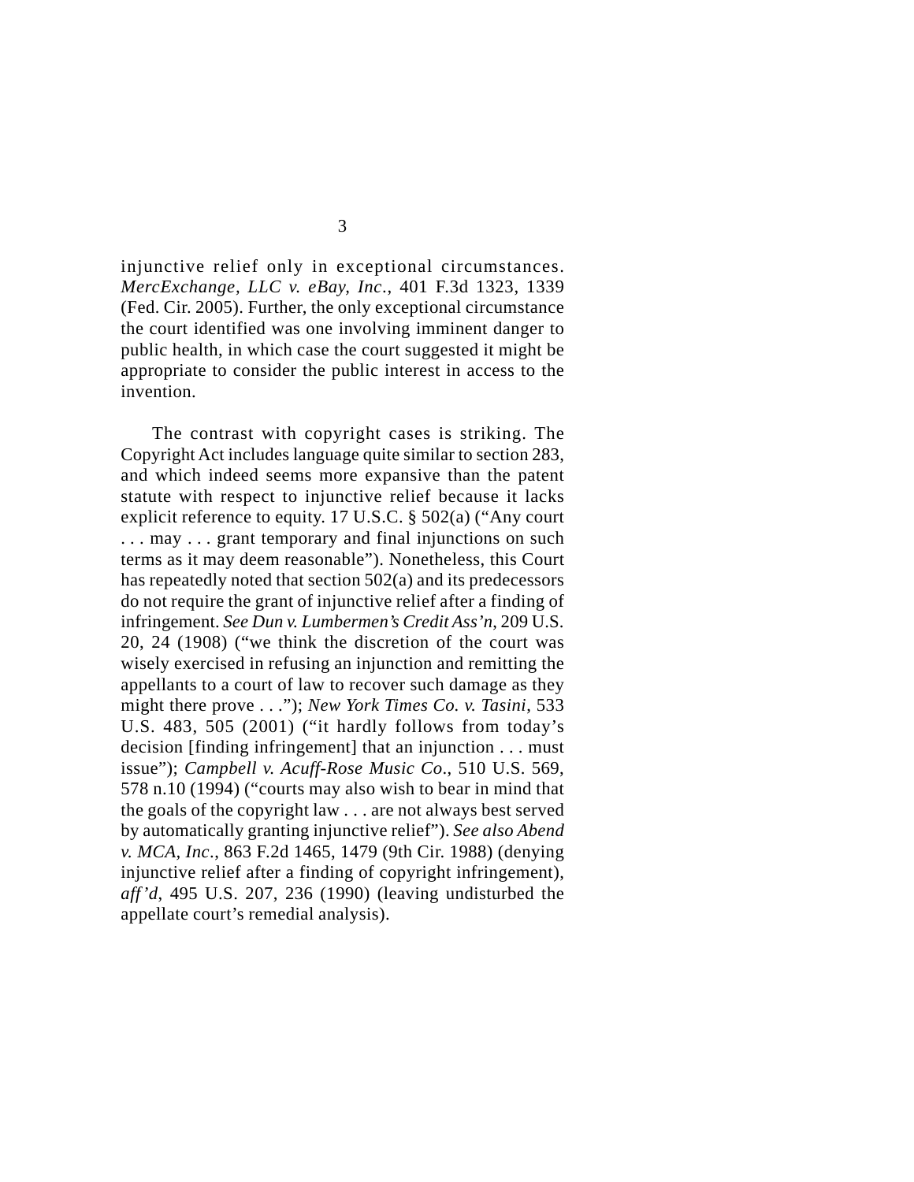injunctive relief only in exceptional circumstances. *MercExchange, LLC v. eBay, Inc*., 401 F.3d 1323, 1339 (Fed. Cir. 2005). Further, the only exceptional circumstance the court identified was one involving imminent danger to public health, in which case the court suggested it might be appropriate to consider the public interest in access to the invention.

The contrast with copyright cases is striking. The Copyright Act includes language quite similar to section 283, and which indeed seems more expansive than the patent statute with respect to injunctive relief because it lacks explicit reference to equity. 17 U.S.C. § 502(a) ("Any court . . . may . . . grant temporary and final injunctions on such terms as it may deem reasonable"). Nonetheless, this Court has repeatedly noted that section 502(a) and its predecessors do not require the grant of injunctive relief after a finding of infringement. *See Dun v. Lumbermen's Credit Ass'n*, 209 U.S. 20, 24 (1908) ("we think the discretion of the court was wisely exercised in refusing an injunction and remitting the appellants to a court of law to recover such damage as they might there prove . . ."); *New York Times Co. v. Tasini*, 533 U.S. 483, 505 (2001) ("it hardly follows from today's decision [finding infringement] that an injunction . . . must issue"); *Campbell v. Acuff-Rose Music Co*., 510 U.S. 569, 578 n.10 (1994) ("courts may also wish to bear in mind that the goals of the copyright law . . . are not always best served by automatically granting injunctive relief"). *See also Abend v. MCA, Inc*., 863 F.2d 1465, 1479 (9th Cir. 1988) (denying injunctive relief after a finding of copyright infringement), *aff'd*, 495 U.S. 207, 236 (1990) (leaving undisturbed the appellate court's remedial analysis).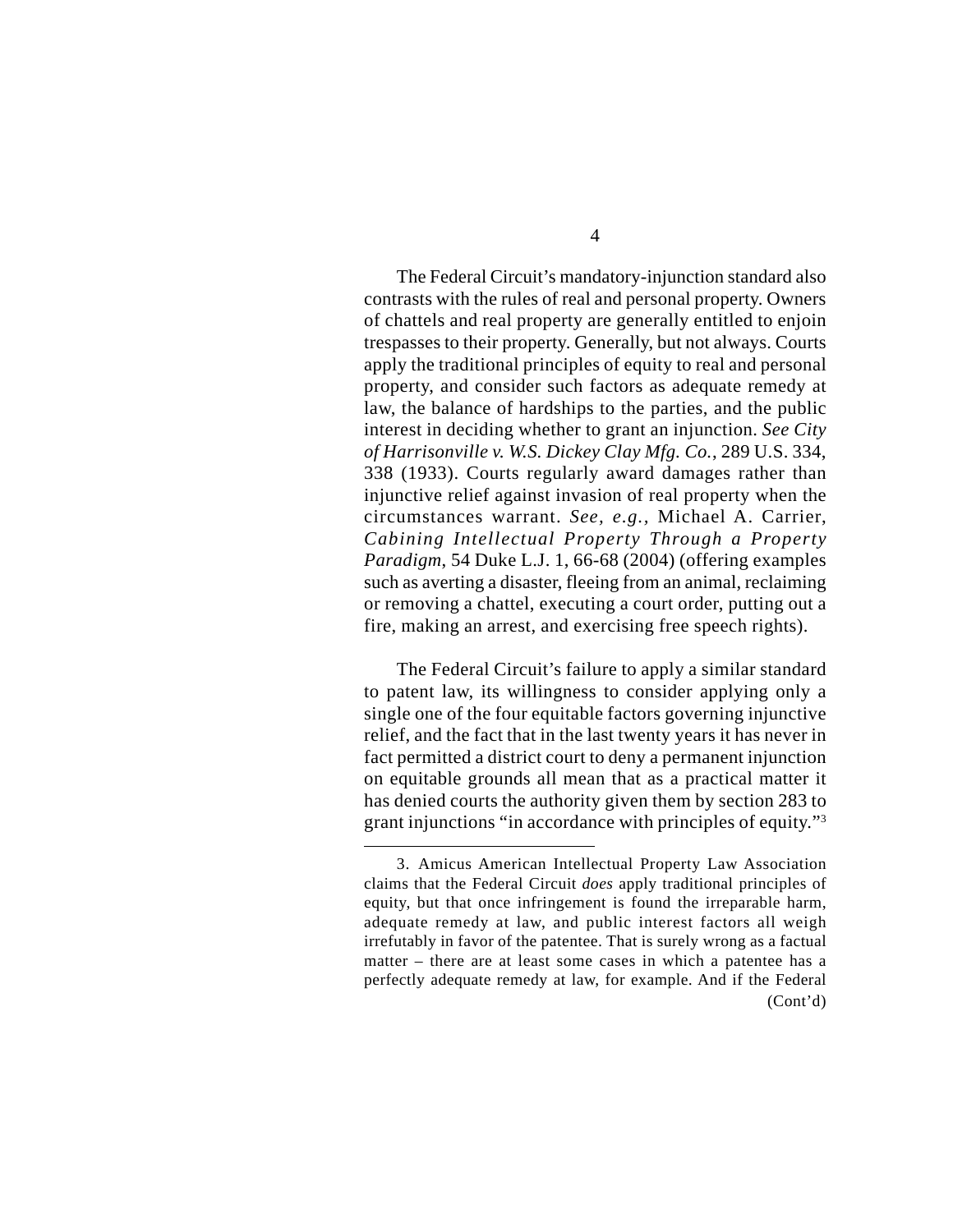The Federal Circuit's mandatory-injunction standard also contrasts with the rules of real and personal property. Owners of chattels and real property are generally entitled to enjoin trespasses to their property. Generally, but not always. Courts apply the traditional principles of equity to real and personal property, and consider such factors as adequate remedy at law, the balance of hardships to the parties, and the public interest in deciding whether to grant an injunction. *See City of Harrisonville v. W.S. Dickey Clay Mfg. Co.*, 289 U.S. 334, 338 (1933). Courts regularly award damages rather than injunctive relief against invasion of real property when the circumstances warrant. *See, e.g.,* Michael A. Carrier, *Cabining Intellectual Property Through a Property Paradigm*, 54 Duke L.J. 1, 66-68 (2004) (offering examples such as averting a disaster, fleeing from an animal, reclaiming or removing a chattel, executing a court order, putting out a fire, making an arrest, and exercising free speech rights).

The Federal Circuit's failure to apply a similar standard to patent law, its willingness to consider applying only a single one of the four equitable factors governing injunctive relief, and the fact that in the last twenty years it has never in fact permitted a district court to deny a permanent injunction on equitable grounds all mean that as a practical matter it has denied courts the authority given them by section 283 to grant injunctions "in accordance with principles of equity."[3]

---

3. Amicus American Intellectual Property Law Association claims that the Federal Circuit *does* apply traditional principles of equity, but that once infringement is found the irreparable harm, adequate remedy at law, and public interest factors all weigh irrefutably in favor of the patentee. That is surely wrong as a factual matter – there are at least some cases in which a patentee has a perfectly adequate remedy at law, for example. And if the Federal (Cont'd)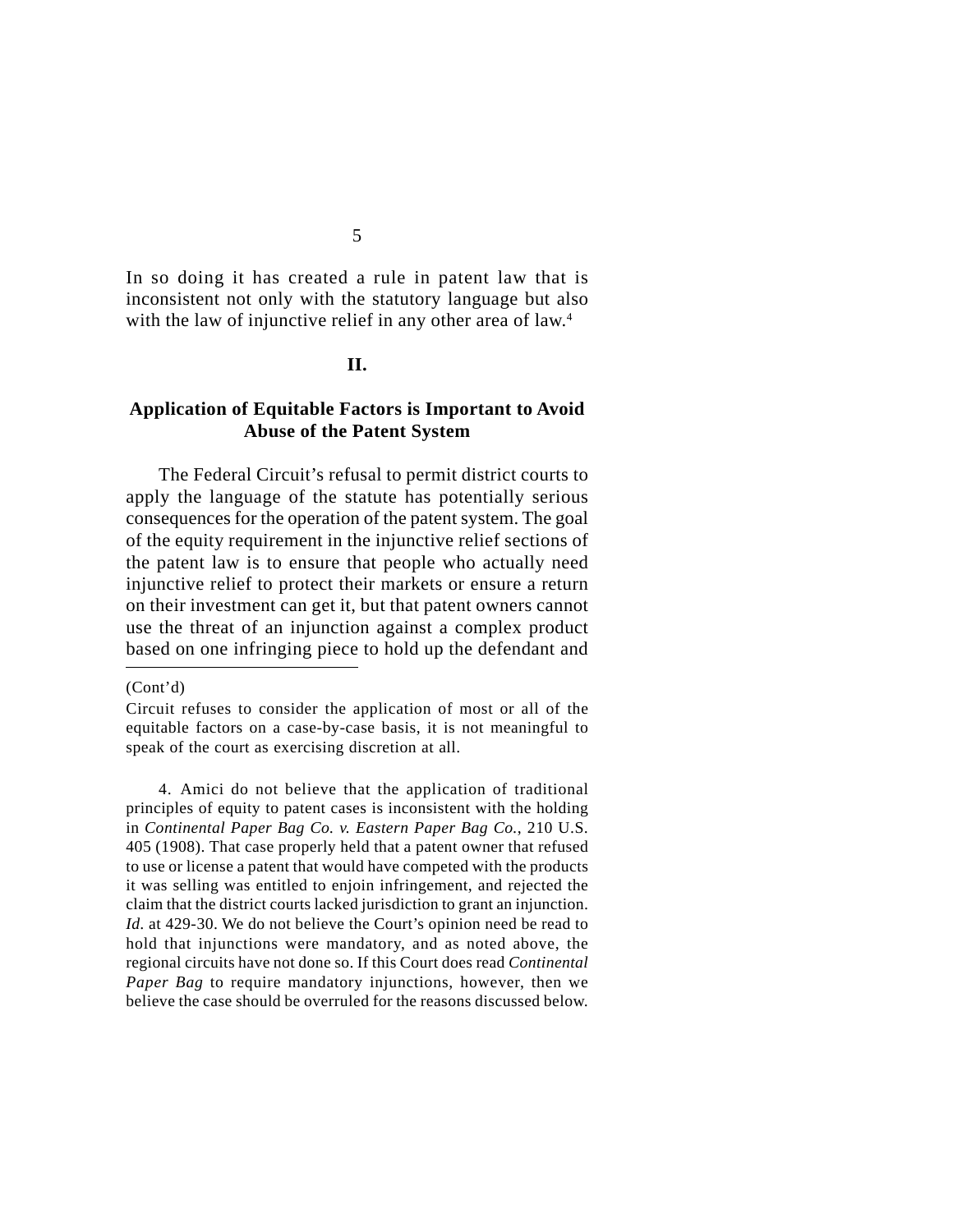In so doing it has created a rule in patent law that is inconsistent not only with the statutory language but also with the law of injunctive relief in any other area of law.[4]

## II.

## Application of Equitable Factors is Important to Avoid Abuse of the Patent System

The Federal Circuit's refusal to permit district courts to apply the language of the statute has potentially serious consequences for the operation of the patent system. The goal of the equity requirement in the injunctive relief sections of the patent law is to ensure that people who actually need injunctive relief to protect their markets or ensure a return on their investment can get it, but that patent owners cannot use the threat of an injunction against a complex product based on one infringing piece to hold up the defendant and

---

(Cont'd)

Circuit refuses to consider the application of most or all of the equitable factors on a case-by-case basis, it is not meaningful to speak of the court as exercising discretion at all.

4. Amici do not believe that the application of traditional principles of equity to patent cases is inconsistent with the holding in *Continental Paper Bag Co. v. Eastern Paper Bag Co.*, 210 U.S. 405 (1908). That case properly held that a patent owner that refused to use or license a patent that would have competed with the products it was selling was entitled to enjoin infringement, and rejected the claim that the district courts lacked jurisdiction to grant an injunction. *Id.* at 429-30. We do not believe the Court's opinion need be read to hold that injunctions were mandatory, and as noted above, the regional circuits have not done so. If this Court does read *Continental Paper Bag* to require mandatory injunctions, however, then we believe the case should be overruled for the reasons discussed below.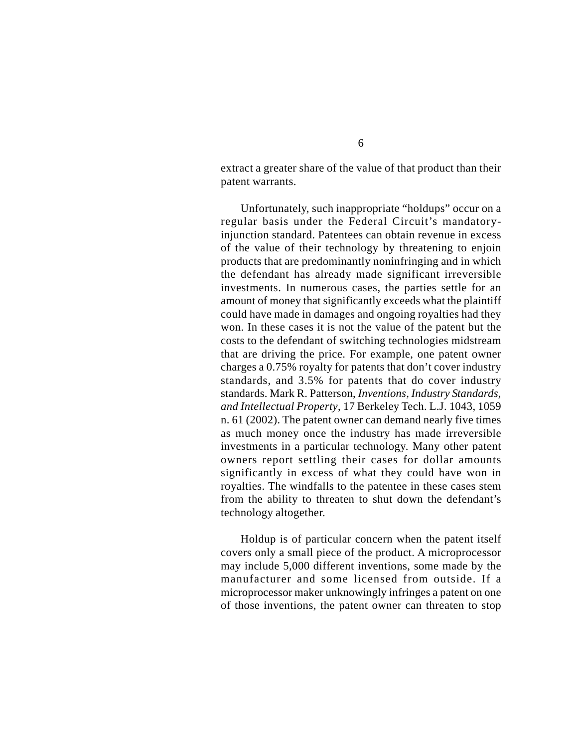extract a greater share of the value of that product than their patent warrants.

Unfortunately, such inappropriate "holdups" occur on a regular basis under the Federal Circuit's mandatory-injunction standard. Patentees can obtain revenue in excess of the value of their technology by threatening to enjoin products that are predominantly noninfringing and in which the defendant has already made significant irreversible investments. In numerous cases, the parties settle for an amount of money that significantly exceeds what the plaintiff could have made in damages and ongoing royalties had they won. In these cases it is not the value of the patent but the costs to the defendant of switching technologies midstream that are driving the price. For example, one patent owner charges a 0.75% royalty for patents that don't cover industry standards, and 3.5% for patents that do cover industry standards. Mark R. Patterson, *Inventions, Industry Standards, and Intellectual Property*, 17 Berkeley Tech. L.J. 1043, 1059 n. 61 (2002). The patent owner can demand nearly five times as much money once the industry has made irreversible investments in a particular technology. Many other patent owners report settling their cases for dollar amounts significantly in excess of what they could have won in royalties. The windfalls to the patentee in these cases stem from the ability to threaten to shut down the defendant's technology altogether.

Holdup is of particular concern when the patent itself covers only a small piece of the product. A microprocessor may include 5,000 different inventions, some made by the manufacturer and some licensed from outside. If a microprocessor maker unknowingly infringes a patent on one of those inventions, the patent owner can threaten to stop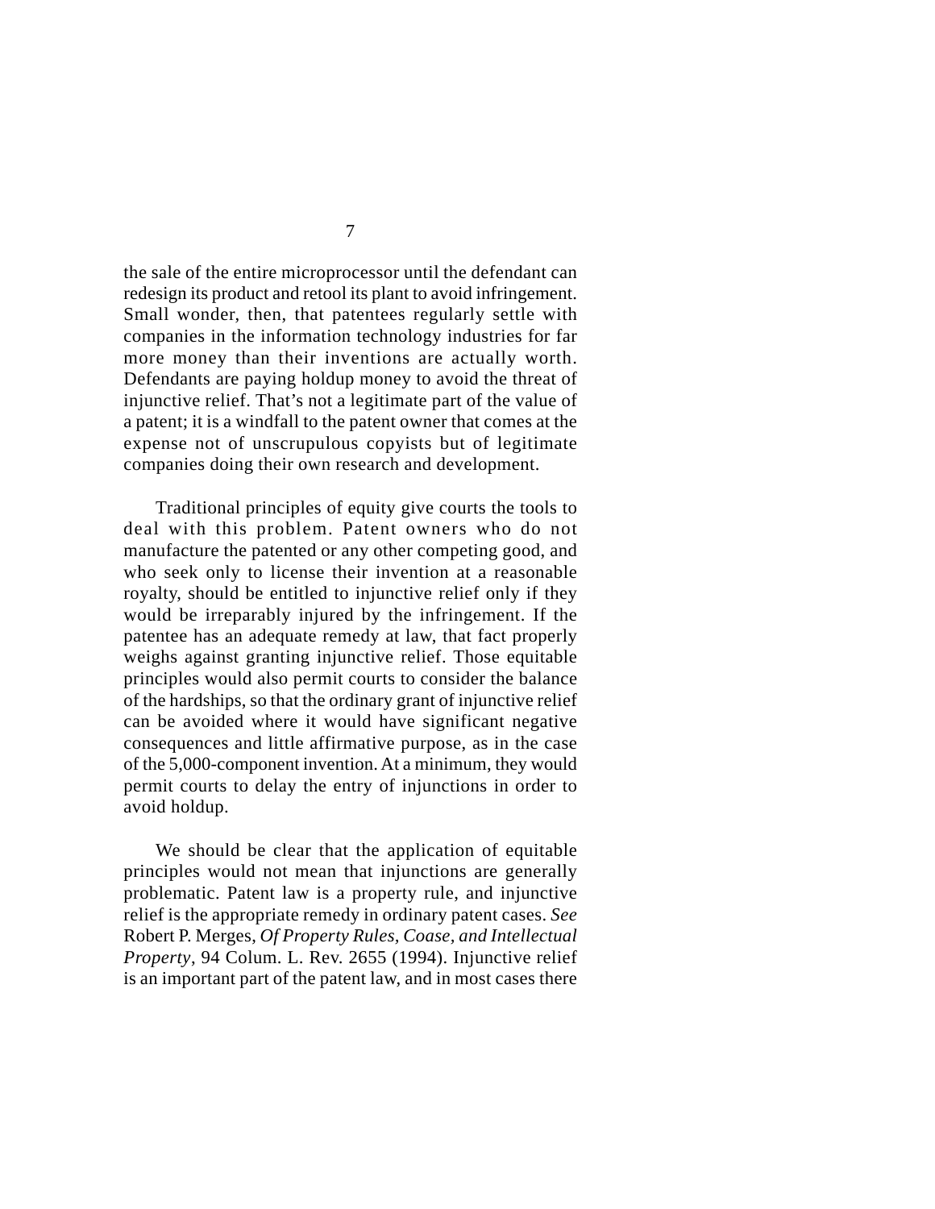the sale of the entire microprocessor until the defendant can redesign its product and retool its plant to avoid infringement. Small wonder, then, that patentees regularly settle with companies in the information technology industries for far more money than their inventions are actually worth. Defendants are paying holdup money to avoid the threat of injunctive relief. That's not a legitimate part of the value of a patent; it is a windfall to the patent owner that comes at the expense not of unscrupulous copyists but of legitimate companies doing their own research and development.

Traditional principles of equity give courts the tools to deal with this problem. Patent owners who do not manufacture the patented or any other competing good, and who seek only to license their invention at a reasonable royalty, should be entitled to injunctive relief only if they would be irreparably injured by the infringement. If the patentee has an adequate remedy at law, that fact properly weighs against granting injunctive relief. Those equitable principles would also permit courts to consider the balance of the hardships, so that the ordinary grant of injunctive relief can be avoided where it would have significant negative consequences and little affirmative purpose, as in the case of the 5,000-component invention. At a minimum, they would permit courts to delay the entry of injunctions in order to avoid holdup.

We should be clear that the application of equitable principles would not mean that injunctions are generally problematic. Patent law is a property rule, and injunctive relief is the appropriate remedy in ordinary patent cases. *See* Robert P. Merges, *Of Property Rules, Coase, and Intellectual Property*, 94 Colum. L. Rev. 2655 (1994). Injunctive relief is an important part of the patent law, and in most cases there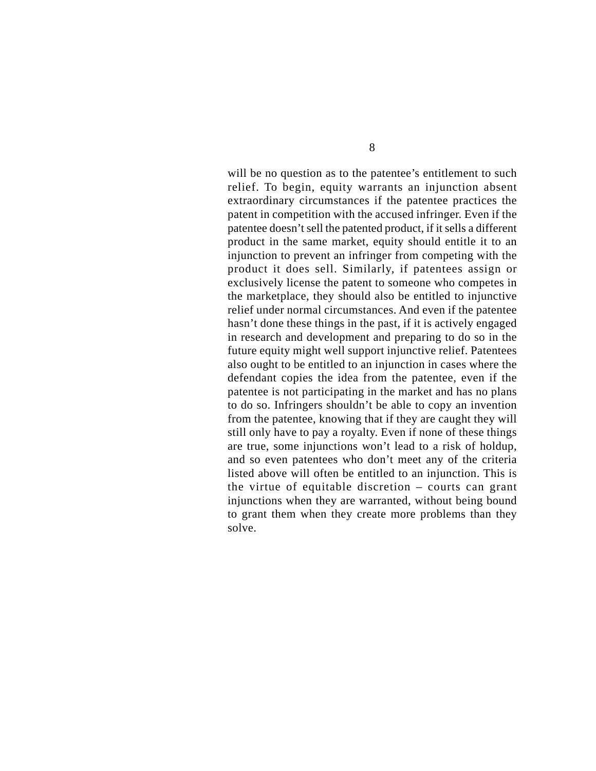will be no question as to the patentee's entitlement to such relief. To begin, equity warrants an injunction absent extraordinary circumstances if the patentee practices the patent in competition with the accused infringer. Even if the patentee doesn't sell the patented product, if it sells a different product in the same market, equity should entitle it to an injunction to prevent an infringer from competing with the product it does sell. Similarly, if patentees assign or exclusively license the patent to someone who competes in the marketplace, they should also be entitled to injunctive relief under normal circumstances. And even if the patentee hasn't done these things in the past, if it is actively engaged in research and development and preparing to do so in the future equity might well support injunctive relief. Patentees also ought to be entitled to an injunction in cases where the defendant copies the idea from the patentee, even if the patentee is not participating in the market and has no plans to do so. Infringers shouldn't be able to copy an invention from the patentee, knowing that if they are caught they will still only have to pay a royalty. Even if none of these things are true, some injunctions won't lead to a risk of holdup, and so even patentees who don't meet any of the criteria listed above will often be entitled to an injunction. This is the virtue of equitable discretion – courts can grant injunctions when they are warranted, without being bound to grant them when they create more problems than they solve.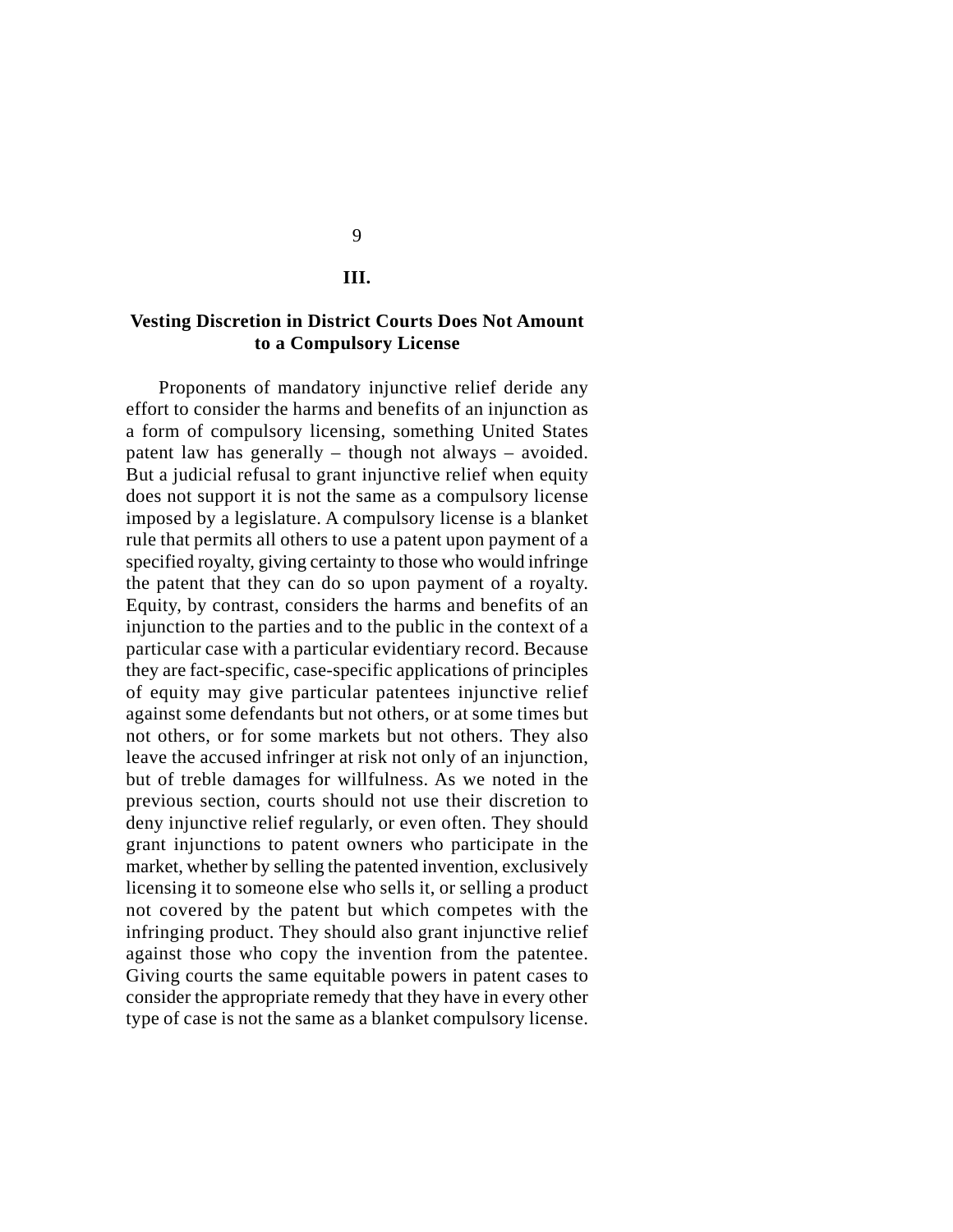## III.

## Vesting Discretion in District Courts Does Not Amount to a Compulsory License

Proponents of mandatory injunctive relief deride any effort to consider the harms and benefits of an injunction as a form of compulsory licensing, something United States patent law has generally – though not always – avoided. But a judicial refusal to grant injunctive relief when equity does not support it is not the same as a compulsory license imposed by a legislature. A compulsory license is a blanket rule that permits all others to use a patent upon payment of a specified royalty, giving certainty to those who would infringe the patent that they can do so upon payment of a royalty. Equity, by contrast, considers the harms and benefits of an injunction to the parties and to the public in the context of a particular case with a particular evidentiary record. Because they are fact-specific, case-specific applications of principles of equity may give particular patentees injunctive relief against some defendants but not others, or at some times but not others, or for some markets but not others. They also leave the accused infringer at risk not only of an injunction, but of treble damages for willfulness. As we noted in the previous section, courts should not use their discretion to deny injunctive relief regularly, or even often. They should grant injunctions to patent owners who participate in the market, whether by selling the patented invention, exclusively licensing it to someone else who sells it, or selling a product not covered by the patent but which competes with the infringing product. They should also grant injunctive relief against those who copy the invention from the patentee. Giving courts the same equitable powers in patent cases to consider the appropriate remedy that they have in every other type of case is not the same as a blanket compulsory license.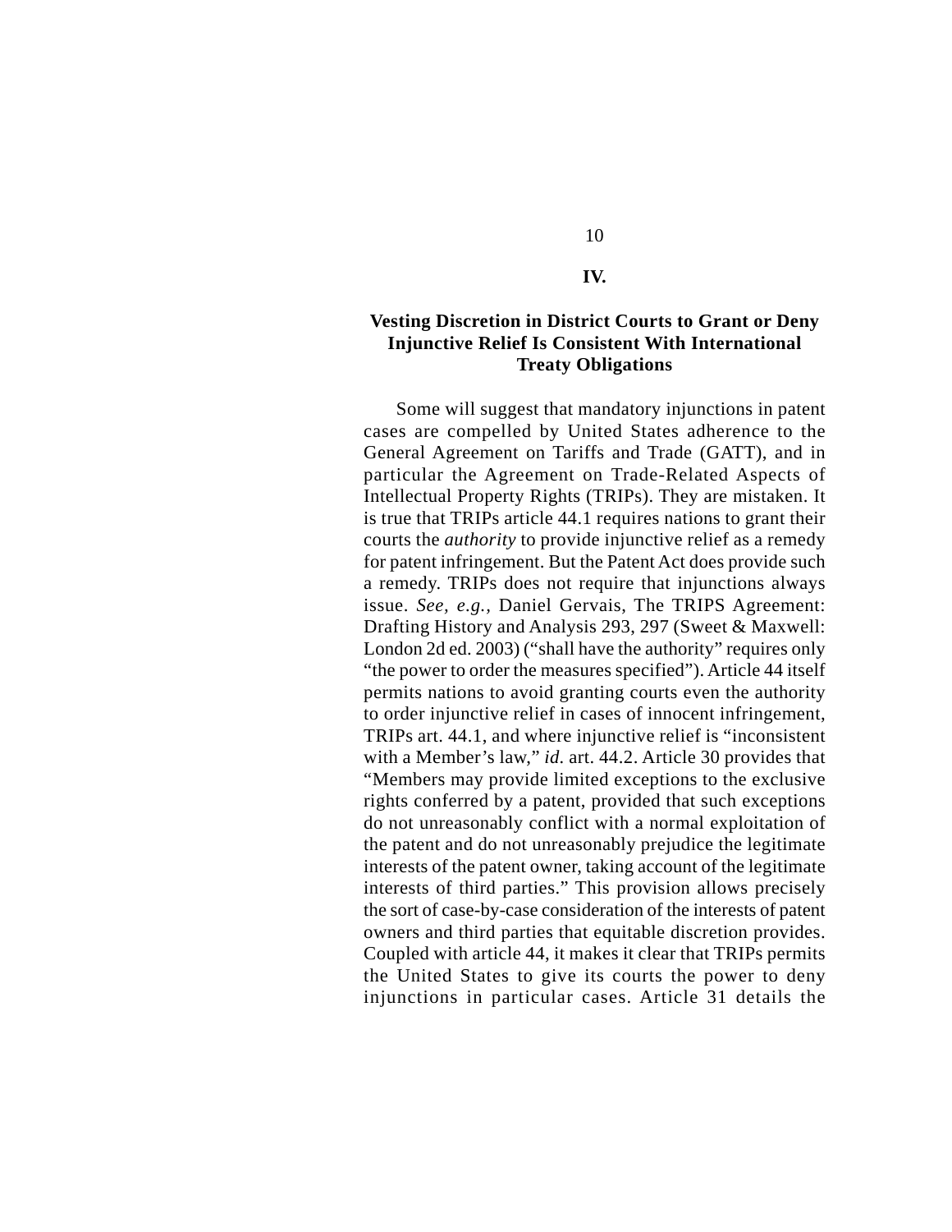## IV.

## Vesting Discretion in District Courts to Grant or Deny Injunctive Relief Is Consistent With International Treaty Obligations

Some will suggest that mandatory injunctions in patent cases are compelled by United States adherence to the General Agreement on Tariffs and Trade (GATT), and in particular the Agreement on Trade-Related Aspects of Intellectual Property Rights (TRIPs). They are mistaken. It is true that TRIPs article 44.1 requires nations to grant their courts the *authority* to provide injunctive relief as a remedy for patent infringement. But the Patent Act does provide such a remedy. TRIPs does not require that injunctions always issue. *See, e.g.,* Daniel Gervais, The TRIPS Agreement: Drafting History and Analysis 293, 297 (Sweet & Maxwell: London 2d ed. 2003) ("shall have the authority" requires only "the power to order the measures specified"). Article 44 itself permits nations to avoid granting courts even the authority to order injunctive relief in cases of innocent infringement, TRIPs art. 44.1, and where injunctive relief is "inconsistent with a Member's law," *id.* art. 44.2. Article 30 provides that "Members may provide limited exceptions to the exclusive rights conferred by a patent, provided that such exceptions do not unreasonably conflict with a normal exploitation of the patent and do not unreasonably prejudice the legitimate interests of the patent owner, taking account of the legitimate interests of third parties." This provision allows precisely the sort of case-by-case consideration of the interests of patent owners and third parties that equitable discretion provides. Coupled with article 44, it makes it clear that TRIPs permits the United States to give its courts the power to deny injunctions in particular cases. Article 31 details the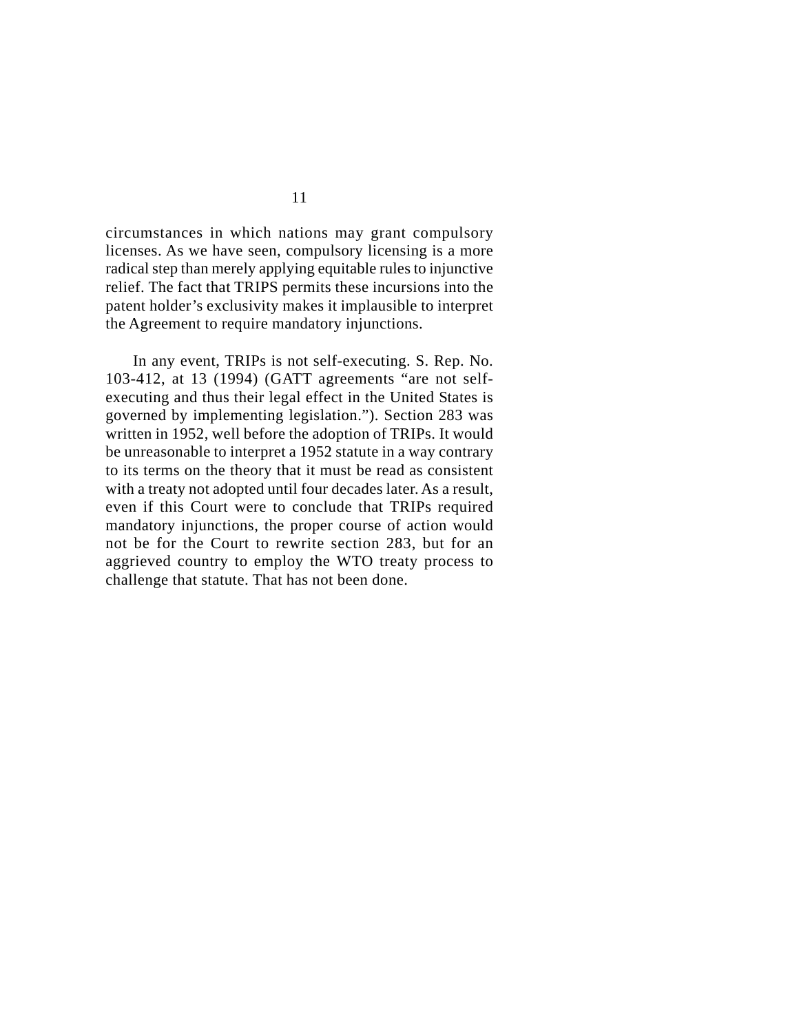circumstances in which nations may grant compulsory licenses. As we have seen, compulsory licensing is a more radical step than merely applying equitable rules to injunctive relief. The fact that TRIPS permits these incursions into the patent holder's exclusivity makes it implausible to interpret the Agreement to require mandatory injunctions.

In any event, TRIPs is not self-executing. S. Rep. No. 103-412, at 13 (1994) (GATT agreements "are not self-executing and thus their legal effect in the United States is governed by implementing legislation."). Section 283 was written in 1952, well before the adoption of TRIPs. It would be unreasonable to interpret a 1952 statute in a way contrary to its terms on the theory that it must be read as consistent with a treaty not adopted until four decades later. As a result, even if this Court were to conclude that TRIPs required mandatory injunctions, the proper course of action would not be for the Court to rewrite section 283, but for an aggrieved country to employ the WTO treaty process to challenge that statute. That has not been done.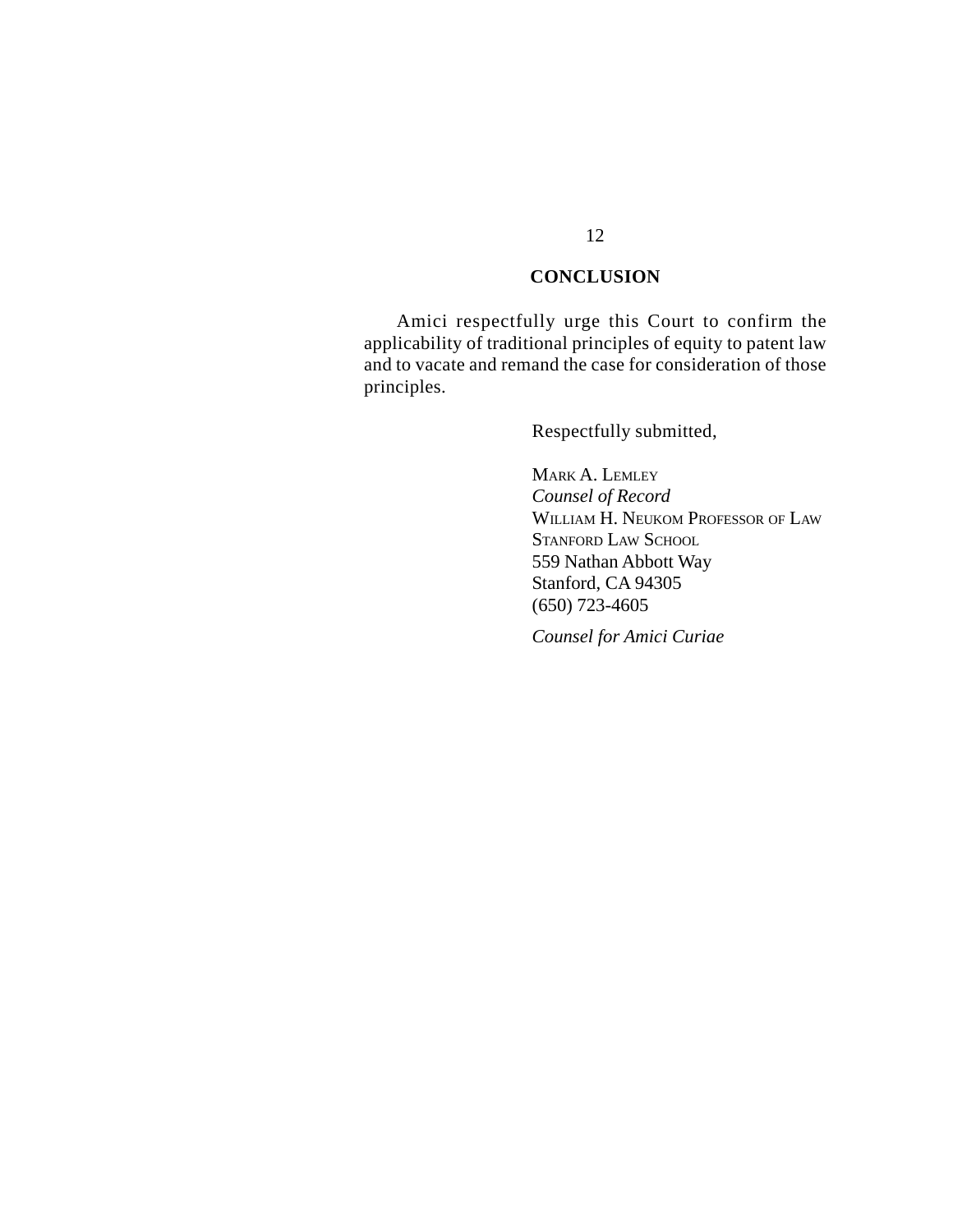## CONCLUSION

Amici respectfully urge this Court to confirm the applicability of traditional principles of equity to patent law and to vacate and remand the case for consideration of those principles.

Respectfully submitted,

MARK A. LEMLEY
*Counsel of Record*
WILLIAM H. NEUKOM PROFESSOR OF LAW
STANFORD LAW SCHOOL
559 Nathan Abbott Way
Stanford, CA 94305
(650) 723-4605

*Counsel for Amici Curiae*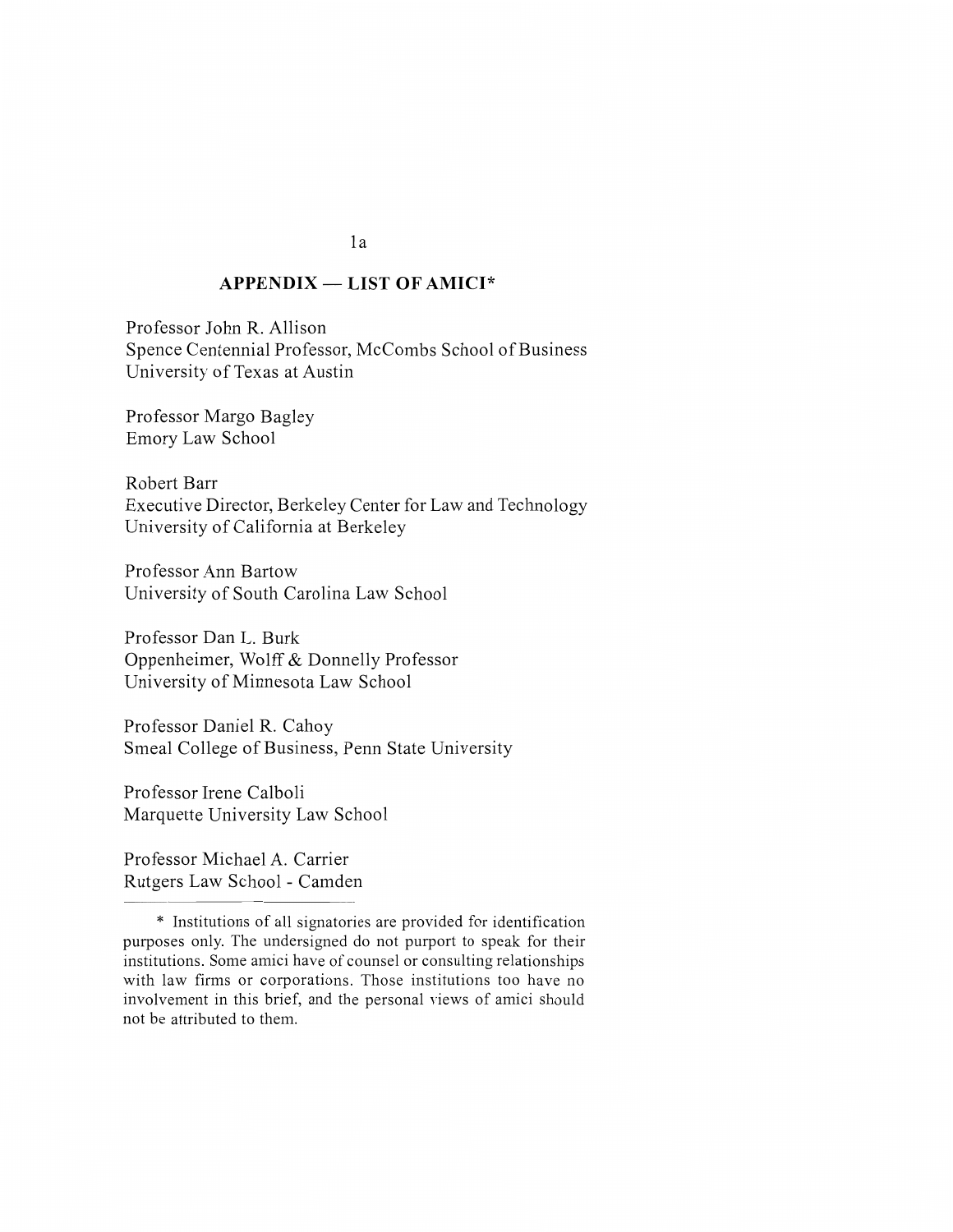## APPENDIX — LIST OF AMICI*

Professor John R. Allison
Spence Centennial Professor, McCombs School of Business
University of Texas at Austin

Professor Margo Bagley
Emory Law School

Robert Barr
Executive Director, Berkeley Center for Law and Technology
University of California at Berkeley

Professor Ann Bartow
University of South Carolina Law School

Professor Dan L. Burk
Oppenheimer, Wolff & Donnelly Professor
University of Minnesota Law School

Professor Daniel R. Cahoy
Smeal College of Business, Penn State University

Professor Irene Calboli
Marquette University Law School

Professor Michael A. Carrier
Rutgers Law School - Camden

* Institutions of all signatories are provided for identification purposes only. The undersigned do not purport to speak for their institutions. Some amici have of counsel or consulting relationships with law firms or corporations. Those institutions too have no involvement in this brief, and the personal views of amici should not be attributed to them.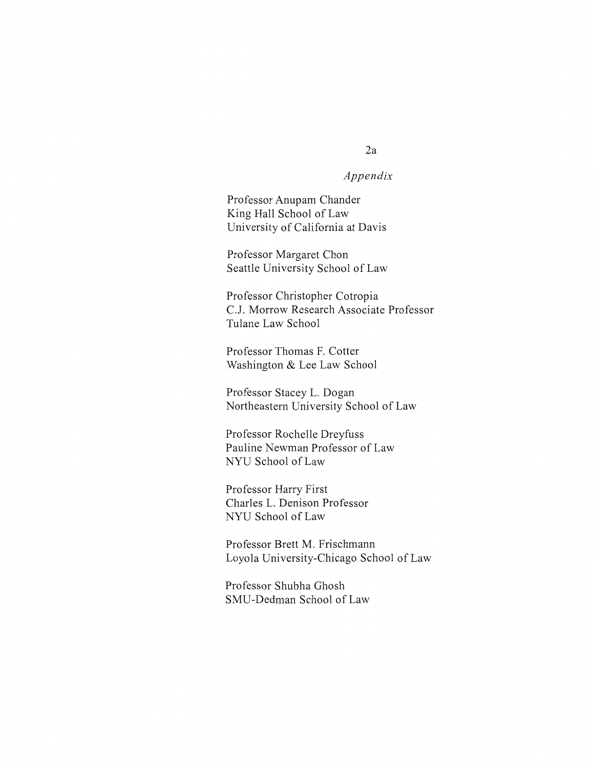*Appendix*

Professor Anupam Chander
King Hall School of Law
University of California at Davis

Professor Margaret Chon
Seattle University School of Law

Professor Christopher Cotropia
C.J. Morrow Research Associate Professor
Tulane Law School

Professor Thomas F. Cotter
Washington & Lee Law School

Professor Stacey L. Dogan
Northeastern University School of Law

Professor Rochelle Dreyfuss
Pauline Newman Professor of Law
NYU School of Law

Professor Harry First
Charles L. Denison Professor
NYU School of Law

Professor Brett M. Frischmann
Loyola University-Chicago School of Law

Professor Shubha Ghosh
SMU-Dedman School of Law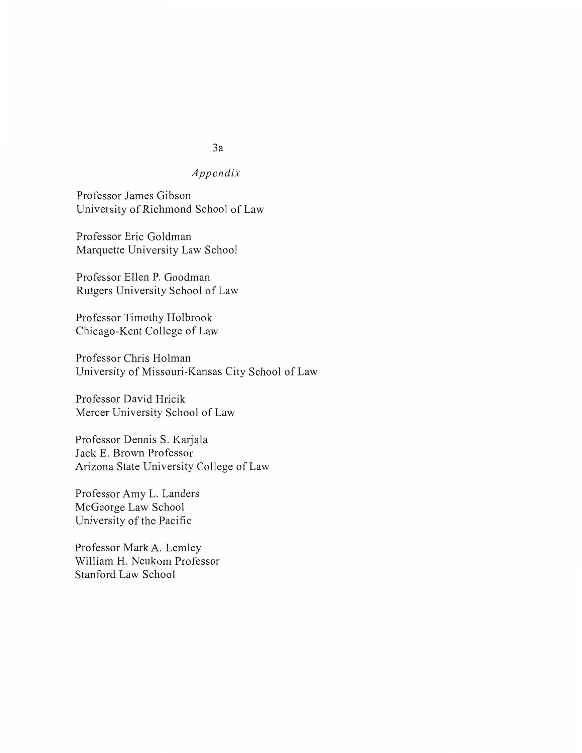*Appendix*

Professor James Gibson
University of Richmond School of Law

Professor Eric Goldman
Marquette University Law School

Professor Ellen P. Goodman
Rutgers University School of Law

Professor Timothy Holbrook
Chicago-Kent College of Law

Professor Chris Holman
University of Missouri-Kansas City School of Law

Professor David Hricik
Mercer University School of Law

Professor Dennis S. Karjala
Jack E. Brown Professor
Arizona State University College of Law

Professor Amy L. Landers
McGeorge Law School
University of the Pacific

Professor Mark A. Lemley
William H. Neukom Professor
Stanford Law School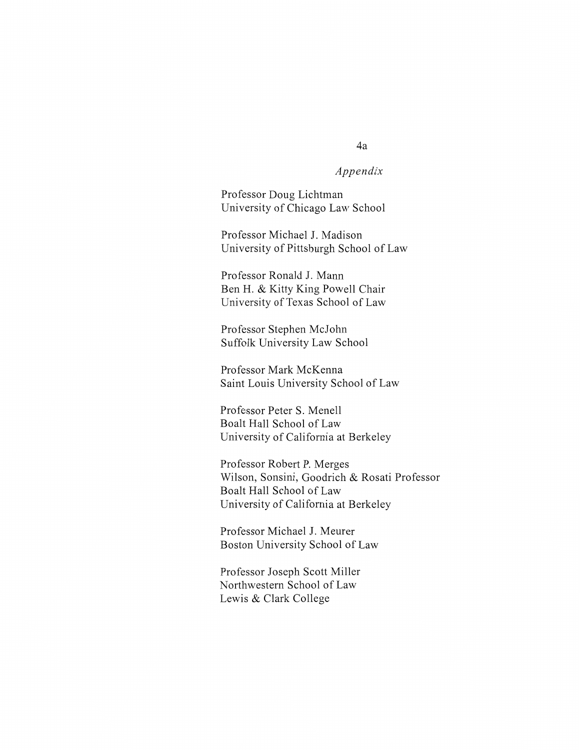*Appendix*

Professor Doug Lichtman
University of Chicago Law School

Professor Michael J. Madison
University of Pittsburgh School of Law

Professor Ronald J. Mann
Ben H. & Kitty King Powell Chair
University of Texas School of Law

Professor Stephen McJohn
Suffolk University Law School

Professor Mark McKenna
Saint Louis University School of Law

Professor Peter S. Menell
Boalt Hall School of Law
University of California at Berkeley

Professor Robert P. Merges
Wilson, Sonsini, Goodrich & Rosati Professor
Boalt Hall School of Law
University of California at Berkeley

Professor Michael J. Meurer
Boston University School of Law

Professor Joseph Scott Miller
Northwestern School of Law
Lewis & Clark College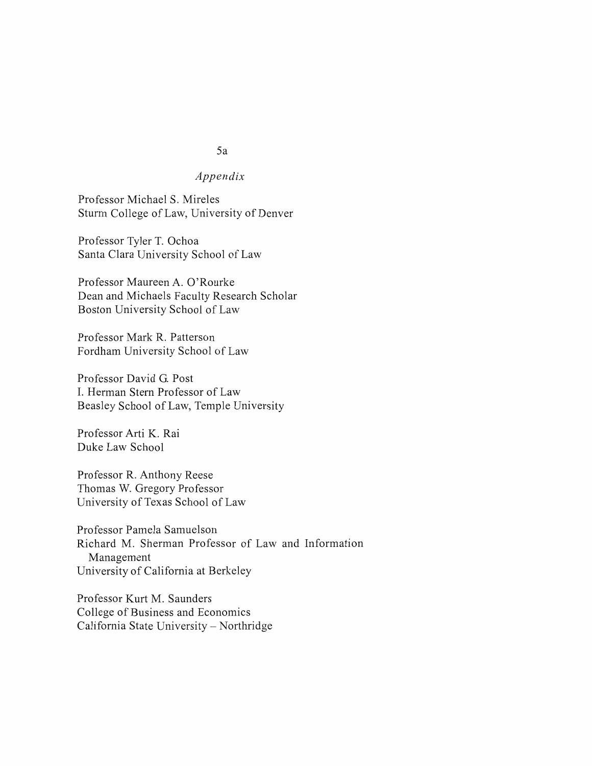*Appendix*

Professor Michael S. Mireles
Sturm College of Law, University of Denver

Professor Tyler T. Ochoa
Santa Clara University School of Law

Professor Maureen A. O'Rourke
Dean and Michaels Faculty Research Scholar
Boston University School of Law

Professor Mark R. Patterson
Fordham University School of Law

Professor David G. Post
I. Herman Stern Professor of Law
Beasley School of Law, Temple University

Professor Arti K. Rai
Duke Law School

Professor R. Anthony Reese
Thomas W. Gregory Professor
University of Texas School of Law

Professor Pamela Samuelson
Richard M. Sherman Professor of Law and Information Management
University of California at Berkeley

Professor Kurt M. Saunders
College of Business and Economics
California State University – Northridge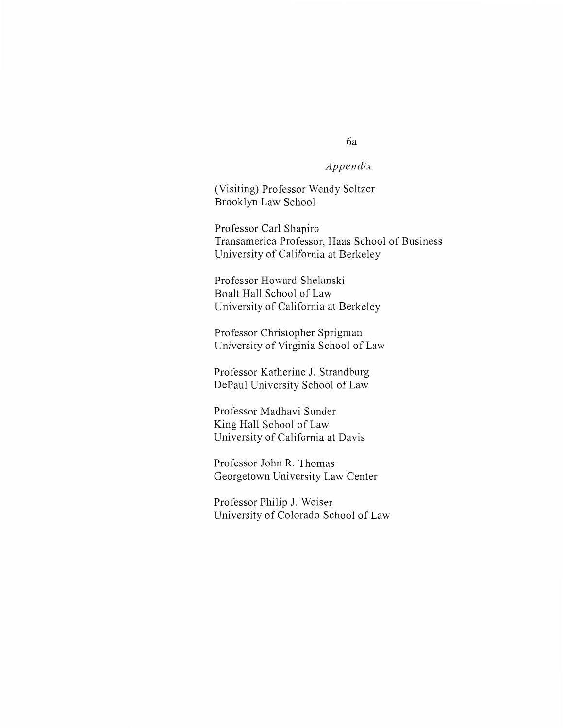*Appendix*

(Visiting) Professor Wendy Seltzer
Brooklyn Law School

Professor Carl Shapiro
Transamerica Professor, Haas School of Business
University of California at Berkeley

Professor Howard Shelanski
Boalt Hall School of Law
University of California at Berkeley

Professor Christopher Sprigman
University of Virginia School of Law

Professor Katherine J. Strandburg
DePaul University School of Law

Professor Madhavi Sunder
King Hall School of Law
University of California at Davis

Professor John R. Thomas
Georgetown University Law Center

Professor Philip J. Weiser
University of Colorado School of Law